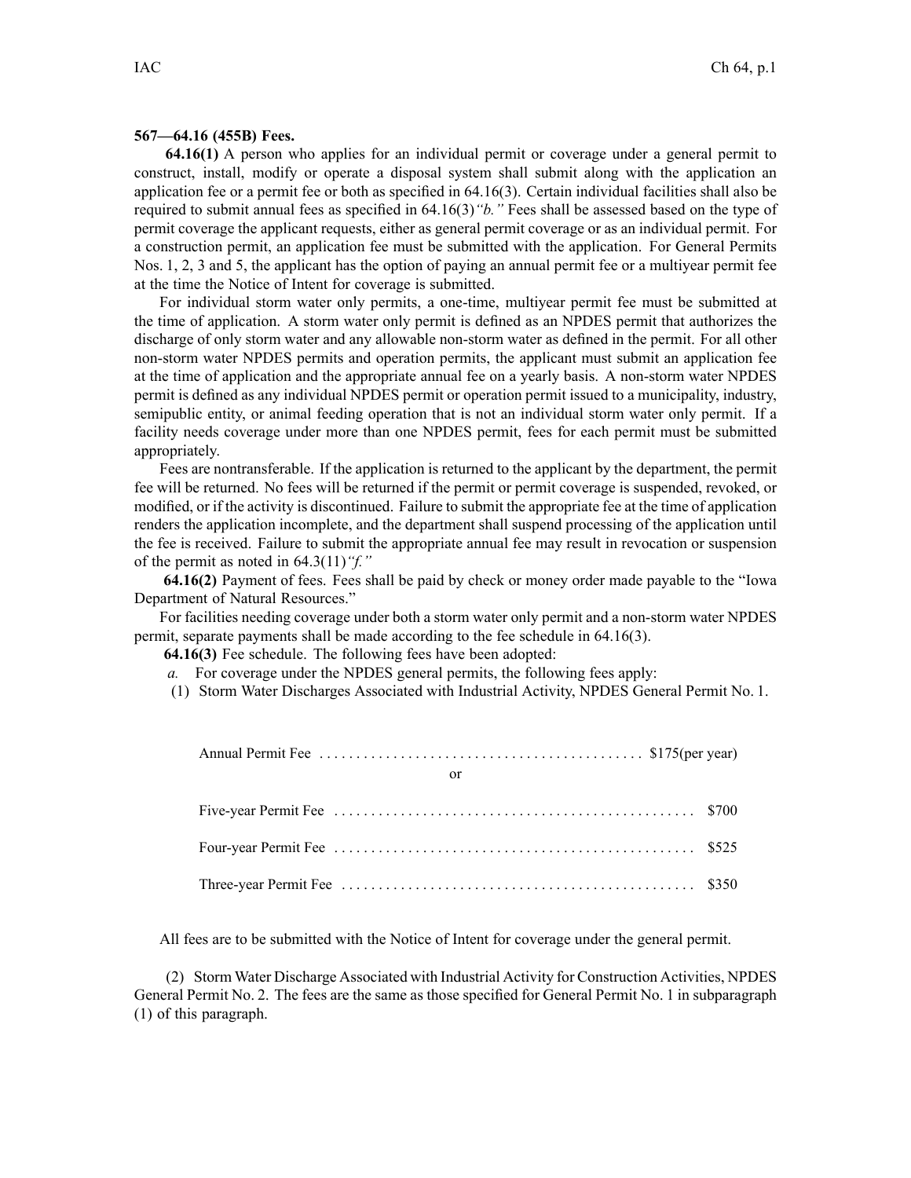**567—64.16 (455B) Fees.**

**64.16(1)** A person who applies for an individual permit or coverage under a general permit to construct, install, modify or operate a disposal system shall submit along with the application an application fee or a permit fee or both as specified in 64.16(3). Certain individual facilities shall also be required to submit annual fees as specified in 64.16(3)*"b."* Fees shall be assessed based on the type of permit coverage the applicant requests, either as general permit coverage or as an individual permit. For a construction permit, an application fee must be submitted with the application. For General Permits Nos. 1, 2, 3 and 5, the applicant has the option of paying an annual permit fee or a multiyear permit fee at the time the Notice of Intent for coverage is submitted.

For individual storm water only permits, a one-time, multiyear permit fee must be submitted at the time of application. A storm water only permit is defined as an NPDES permit that authorizes the discharge of only storm water and any allowable non-storm water as defined in the permit. For all other non-storm water NPDES permits and operation permits, the applicant must submit an application fee at the time of application and the appropriate annual fee on a yearly basis. A non-storm water NPDES permit is defined as any individual NPDES permit or operation permit issued to a municipality, industry, semipublic entity, or animal feeding operation that is not an individual storm water only permit. If a facility needs coverage under more than one NPDES permit, fees for each permit must be submitted appropriately.

Fees are nontransferable. If the application is returned to the applicant by the department, the permit fee will be returned. No fees will be returned if the permit or permit coverage is suspended, revoked, or modified, or if the activity is discontinued. Failure to submit the appropriate fee at the time of application renders the application incomplete, and the department shall suspend processing of the application until the fee is received. Failure to submit the appropriate annual fee may result in revocation or suspension of the permit as noted in 64.3(11)*"f."*

**64.16(2)** Payment of fees. Fees shall be paid by check or money order made payable to the "Iowa Department of Natural Resources."

For facilities needing coverage under both a storm water only permit and a non-storm water NPDES permit, separate payments shall be made according to the fee schedule in 64.16(3).

**64.16(3)** Fee schedule. The following fees have been adopted:

*a.* For coverage under the NPDES general permits, the following fees apply:

(1) Storm Water Discharges Associated with Industrial Activity, NPDES General Permit No. 1.

Annual Permit Fee . . . . . . . . . . . . . . . . . . . . . . . . . . . . . . . . . . . . . . . . . . . $175(per year)

or

Five-year Permit Fee . . . . . . . . . . . . . . . . . . . . . . . . . . . . . . . . . . . . . . . . . . . . . . . . $700

Four-year Permit Fee . . . . . . . . . . . . . . . . . . . . . . . . . . . . . . . . . . . . . . . . . . . . . . . . $525

Three-year Permit Fee . . . . . . . . . . . . . . . . . . . . . . . . . . . . . . . . . . . . . . . . . . . . . . . $350

All fees are to be submitted with the Notice of Intent for coverage under the general permit.

(2) Storm Water Discharge Associated with Industrial Activity for Construction Activities, NPDES General Permit No. 2. The fees are the same as those specified for General Permit No. 1 in subparagraph (1) of this paragraph.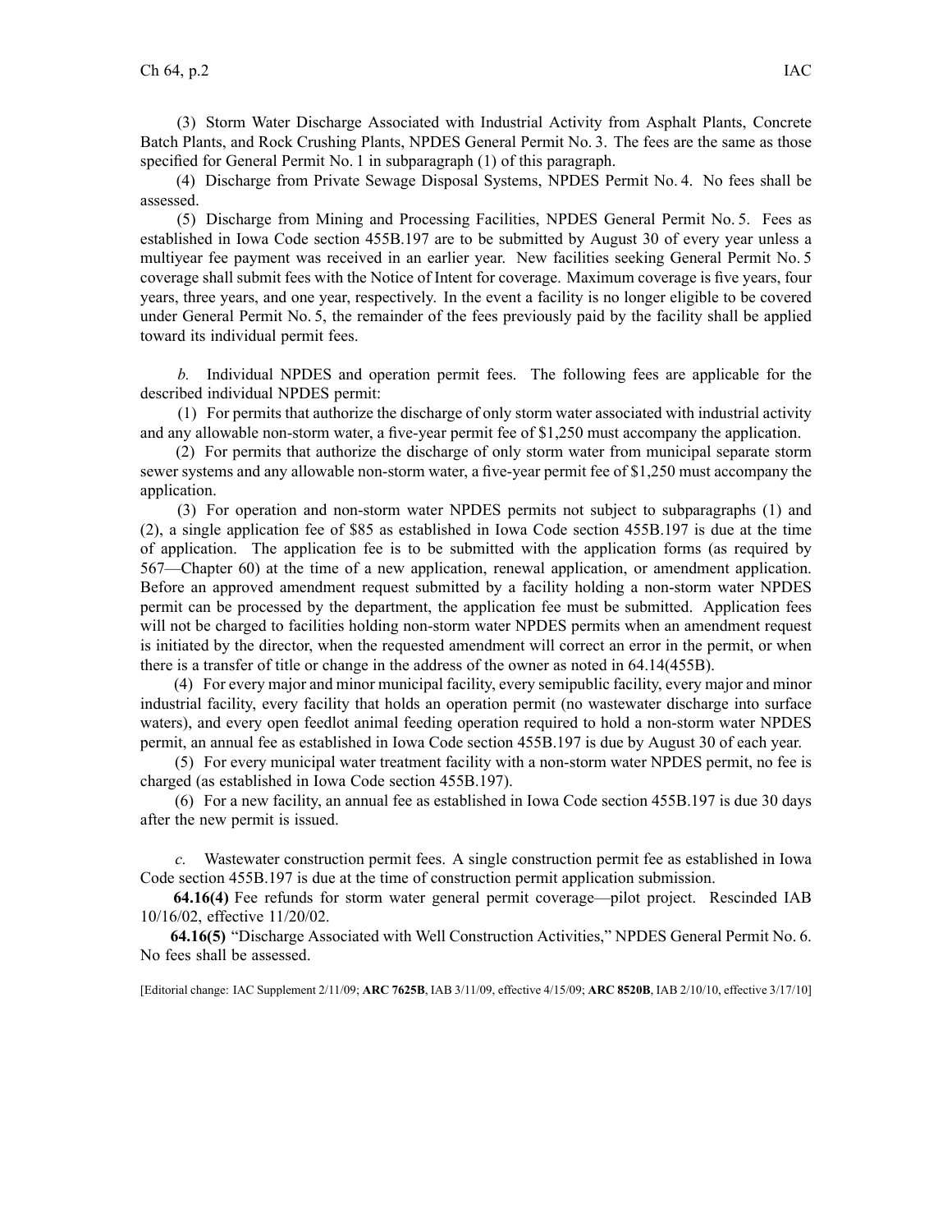(3) Storm Water Discharge Associated with Industrial Activity from Asphalt Plants, Concrete Batch Plants, and Rock Crushing Plants, NPDES General Permit No. 3. The fees are the same as those specified for General Permit No. 1 in subparagraph (1) of this paragraph.

(4) Discharge from Private Sewage Disposal Systems, NPDES Permit No. 4. No fees shall be assessed.

(5) Discharge from Mining and Processing Facilities, NPDES General Permit No. 5. Fees as established in Iowa Code section 455B.197 are to be submitted by August 30 of every year unless a multiyear fee payment was received in an earlier year. New facilities seeking General Permit No. 5 coverage shall submit fees with the Notice of Intent for coverage. Maximum coverage is five years, four years, three years, and one year, respectively. In the event a facility is no longer eligible to be covered under General Permit No. 5, the remainder of the fees previously paid by the facility shall be applied toward its individual permit fees.

*b.* Individual NPDES and operation permit fees. The following fees are applicable for the described individual NPDES permit:

(1) For permits that authorize the discharge of only storm water associated with industrial activity and any allowable non-storm water, a five-year permit fee of $1,250 must accompany the application.

(2) For permits that authorize the discharge of only storm water from municipal separate storm sewer systems and any allowable non-storm water, a five-year permit fee of $1,250 must accompany the application.

(3) For operation and non-storm water NPDES permits not subject to subparagraphs (1) and (2), a single application fee of $85 as established in Iowa Code section 455B.197 is due at the time of application. The application fee is to be submitted with the application forms (as required by 567—Chapter 60) at the time of a new application, renewal application, or amendment application. Before an approved amendment request submitted by a facility holding a non-storm water NPDES permit can be processed by the department, the application fee must be submitted. Application fees will not be charged to facilities holding non-storm water NPDES permits when an amendment request is initiated by the director, when the requested amendment will correct an error in the permit, or when there is a transfer of title or change in the address of the owner as noted in 64.14(455B).

(4) For every major and minor municipal facility, every semipublic facility, every major and minor industrial facility, every facility that holds an operation permit (no wastewater discharge into surface waters), and every open feedlot animal feeding operation required to hold a non-storm water NPDES permit, an annual fee as established in Iowa Code section 455B.197 is due by August 30 of each year.

(5) For every municipal water treatment facility with a non-storm water NPDES permit, no fee is charged (as established in Iowa Code section 455B.197).

(6) For a new facility, an annual fee as established in Iowa Code section 455B.197 is due 30 days after the new permit is issued.

*c.* Wastewater construction permit fees. A single construction permit fee as established in Iowa Code section 455B.197 is due at the time of construction permit application submission.

**64.16(4)** Fee refunds for storm water general permit coverage—pilot project. Rescinded IAB 10/16/02, effective 11/20/02.

**64.16(5)** "Discharge Associated with Well Construction Activities," NPDES General Permit No. 6. No fees shall be assessed.

[Editorial change: IAC Supplement 2/11/09; **ARC 7625B**, IAB 3/11/09, effective 4/15/09; **ARC 8520B**, IAB 2/10/10, effective 3/17/10]